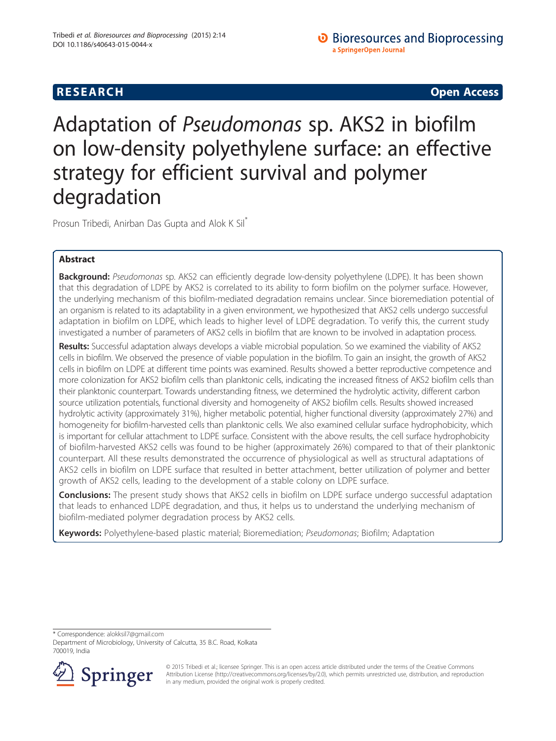RESEARCH Open Access

# Adaptation of *Pseudomonas* sp. AKS2 in biofilm on low-density polyethylene surface: an effective strategy for efficient survival and polymer degradation

Prosun Tribedi, Anirban Das Gupta and Alok K Sil*

## Abstract

**Background:** *Pseudomonas* sp. AKS2 can efficiently degrade low-density polyethylene (LDPE). It has been shown that this degradation of LDPE by AKS2 is correlated to its ability to form biofilm on the polymer surface. However, the underlying mechanism of this biofilm-mediated degradation remains unclear. Since bioremediation potential of an organism is related to its adaptability in a given environment, we hypothesized that AKS2 cells undergo successful adaptation in biofilm on LDPE, which leads to higher level of LDPE degradation. To verify this, the current study investigated a number of parameters of AKS2 cells in biofilm that are known to be involved in adaptation process.

**Results:** Successful adaptation always develops a viable microbial population. So we examined the viability of AKS2 cells in biofilm. We observed the presence of viable population in the biofilm. To gain an insight, the growth of AKS2 cells in biofilm on LDPE at different time points was examined. Results showed a better reproductive competence and more colonization for AKS2 biofilm cells than planktonic cells, indicating the increased fitness of AKS2 biofilm cells than their planktonic counterpart. Towards understanding fitness, we determined the hydrolytic activity, different carbon source utilization potentials, functional diversity and homogeneity of AKS2 biofilm cells. Results showed increased hydrolytic activity (approximately 31%), higher metabolic potential, higher functional diversity (approximately 27%) and homogeneity for biofilm-harvested cells than planktonic cells. We also examined cellular surface hydrophobicity, which is important for cellular attachment to LDPE surface. Consistent with the above results, the cell surface hydrophobicity of biofilm-harvested AKS2 cells was found to be higher (approximately 26%) compared to that of their planktonic counterpart. All these results demonstrated the occurrence of physiological as well as structural adaptations of AKS2 cells in biofilm on LDPE surface that resulted in better attachment, better utilization of polymer and better growth of AKS2 cells, leading to the development of a stable colony on LDPE surface.

**Conclusions:** The present study shows that AKS2 cells in biofilm on LDPE surface undergo successful adaptation that leads to enhanced LDPE degradation, and thus, it helps us to understand the underlying mechanism of biofilm-mediated polymer degradation process by AKS2 cells.

**Keywords:** Polyethylene-based plastic material; Bioremediation; *Pseudomonas*; Biofilm; Adaptation

* Correspondence: alokksil7@gmail.com
Department of Microbiology, University of Calcutta, 35 B.C. Road, Kolkata 700019, India

© 2015 Tribedi et al.; licensee Springer. This is an open access article distributed under the terms of the Creative Commons Attribution License (http://creativecommons.org/licenses/by/2.0), which permits unrestricted use, distribution, and reproduction in any medium, provided the original work is properly credited.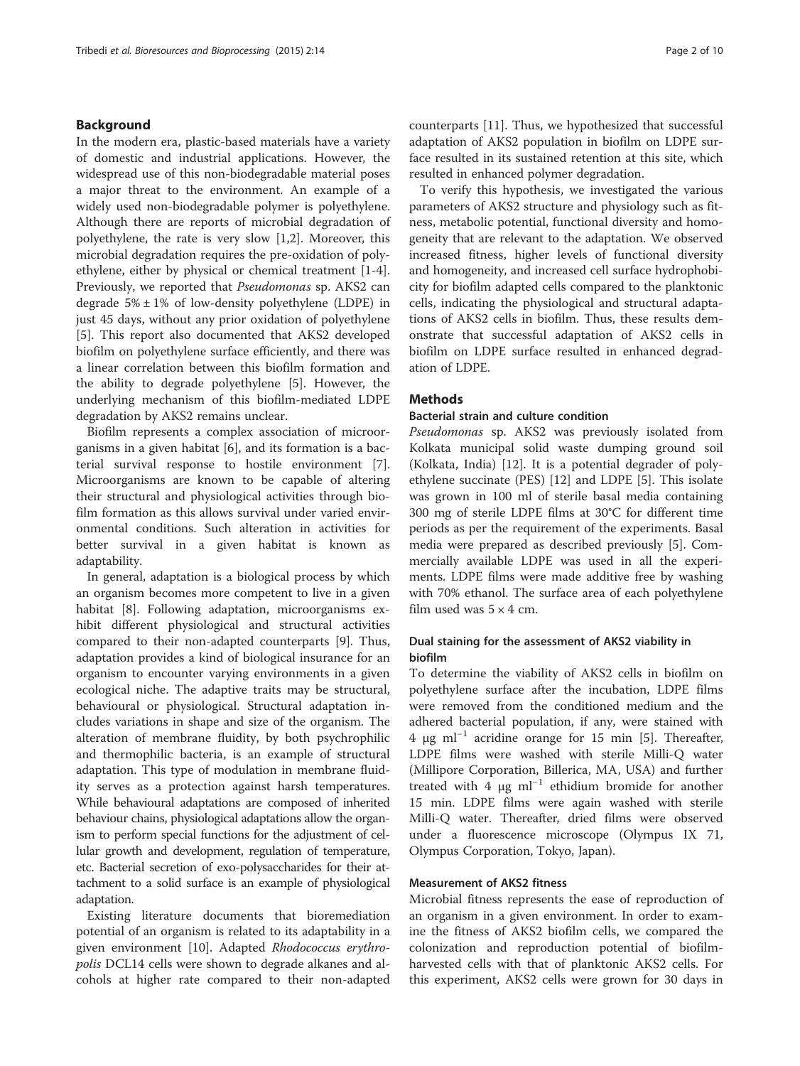## Background

In the modern era, plastic-based materials have a variety of domestic and industrial applications. However, the widespread use of this non-biodegradable material poses a major threat to the environment. An example of a widely used non-biodegradable polymer is polyethylene. Although there are reports of microbial degradation of polyethylene, the rate is very slow [1,2]. Moreover, this microbial degradation requires the pre-oxidation of polyethylene, either by physical or chemical treatment [1-4]. Previously, we reported that *Pseudomonas* sp. AKS2 can degrade $5\% \pm 1\%$ of low-density polyethylene (LDPE) in just 45 days, without any prior oxidation of polyethylene [5]. This report also documented that AKS2 developed biofilm on polyethylene surface efficiently, and there was a linear correlation between this biofilm formation and the ability to degrade polyethylene [5]. However, the underlying mechanism of this biofilm-mediated LDPE degradation by AKS2 remains unclear.

Biofilm represents a complex association of microorganisms in a given habitat [6], and its formation is a bacterial survival response to hostile environment [7]. Microorganisms are known to be capable of altering their structural and physiological activities through biofilm formation as this allows survival under varied environmental conditions. Such alteration in activities for better survival in a given habitat is known as adaptability.

In general, adaptation is a biological process by which an organism becomes more competent to live in a given habitat [8]. Following adaptation, microorganisms exhibit different physiological and structural activities compared to their non-adapted counterparts [9]. Thus, adaptation provides a kind of biological insurance for an organism to encounter varying environments in a given ecological niche. The adaptive traits may be structural, behavioural or physiological. Structural adaptation includes variations in shape and size of the organism. The alteration of membrane fluidity, by both psychrophilic and thermophilic bacteria, is an example of structural adaptation. This type of modulation in membrane fluidity serves as a protection against harsh temperatures. While behavioural adaptations are composed of inherited behaviour chains, physiological adaptations allow the organism to perform special functions for the adjustment of cellular growth and development, regulation of temperature, etc. Bacterial secretion of exo-polysaccharides for their attachment to a solid surface is an example of physiological adaptation.

Existing literature documents that bioremediation potential of an organism is related to its adaptability in a given environment [10]. Adapted *Rhodococcus erythropolis* DCL14 cells were shown to degrade alkanes and alcohols at higher rate compared to their non-adapted counterparts [11]. Thus, we hypothesized that successful adaptation of AKS2 population in biofilm on LDPE surface resulted in its sustained retention at this site, which resulted in enhanced polymer degradation.

To verify this hypothesis, we investigated the various parameters of AKS2 structure and physiology such as fitness, metabolic potential, functional diversity and homogeneity that are relevant to the adaptation. We observed increased fitness, higher levels of functional diversity and homogeneity, and increased cell surface hydrophobicity for biofilm adapted cells compared to the planktonic cells, indicating the physiological and structural adaptations of AKS2 cells in biofilm. Thus, these results demonstrate that successful adaptation of AKS2 cells in biofilm on LDPE surface resulted in enhanced degradation of LDPE.

## Methods

### Bacterial strain and culture condition

*Pseudomonas* sp. AKS2 was previously isolated from Kolkata municipal solid waste dumping ground soil (Kolkata, India) [12]. It is a potential degrader of polyethylene succinate (PES) [12] and LDPE [5]. This isolate was grown in 100 ml of sterile basal media containing 300 mg of sterile LDPE films at 30°C for different time periods as per the requirement of the experiments. Basal media were prepared as described previously [5]. Commercially available LDPE was used in all the experiments. LDPE films were made additive free by washing with 70% ethanol. The surface area of each polyethylene film used was $5 \times 4$ cm.

### Dual staining for the assessment of AKS2 viability in biofilm

To determine the viability of AKS2 cells in biofilm on polyethylene surface after the incubation, LDPE films were removed from the conditioned medium and the adhered bacterial population, if any, were stained with 4 μg $ml^{-1}$ acridine orange for 15 min [5]. Thereafter, LDPE films were washed with sterile Milli-Q water (Millipore Corporation, Billerica, MA, USA) and further treated with 4 μg $ml^{-1}$ ethidium bromide for another 15 min. LDPE films were again washed with sterile Milli-Q water. Thereafter, dried films were observed under a fluorescence microscope (Olympus IX 71, Olympus Corporation, Tokyo, Japan).

### Measurement of AKS2 fitness

Microbial fitness represents the ease of reproduction of an organism in a given environment. In order to examine the fitness of AKS2 biofilm cells, we compared the colonization and reproduction potential of biofilm-harvested cells with that of planktonic AKS2 cells. For this experiment, AKS2 cells were grown for 30 days in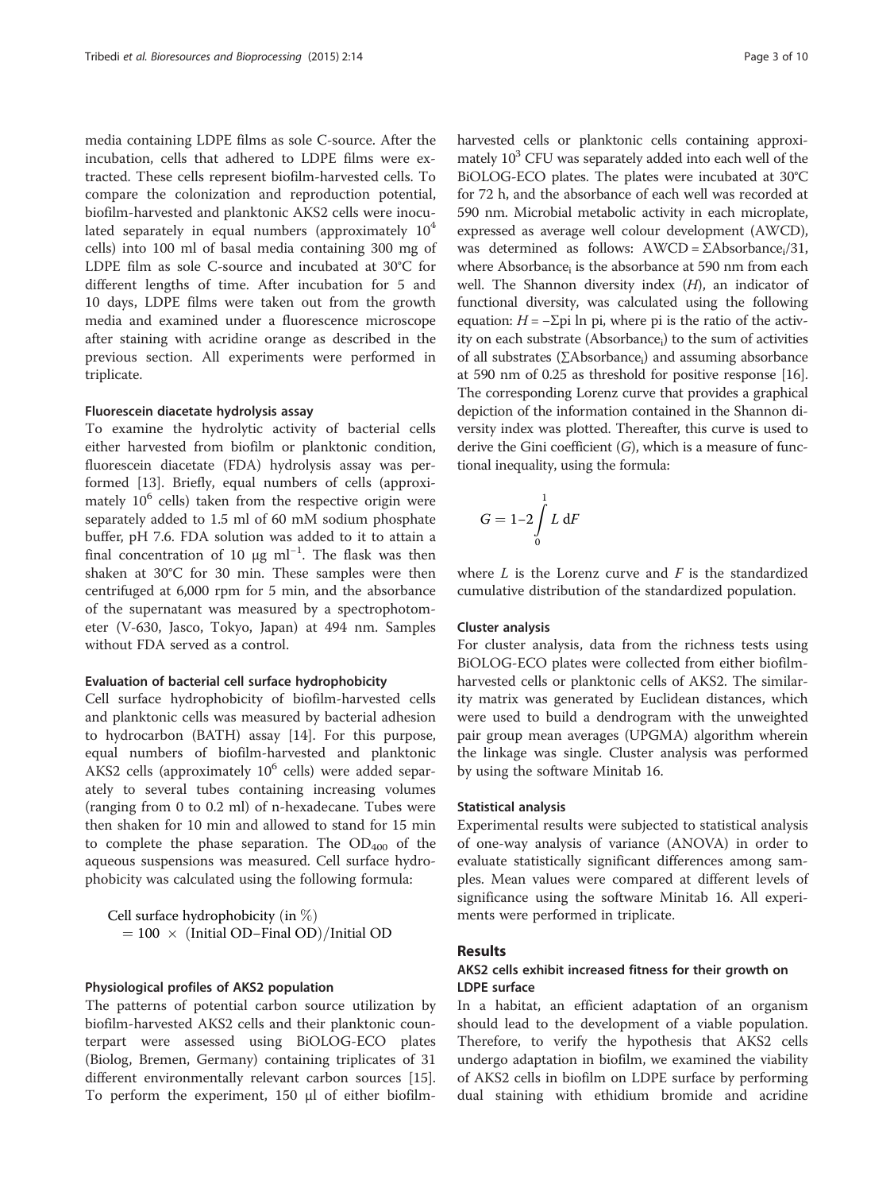media containing LDPE films as sole C-source. After the incubation, cells that adhered to LDPE films were extracted. These cells represent biofilm-harvested cells. To compare the colonization and reproduction potential, biofilm-harvested and planktonic AKS2 cells were inoculated separately in equal numbers (approximately $10^4$ cells) into 100 ml of basal media containing 300 mg of LDPE film as sole C-source and incubated at 30°C for different lengths of time. After incubation for 5 and 10 days, LDPE films were taken out from the growth media and examined under a fluorescence microscope after staining with acridine orange as described in the previous section. All experiments were performed in triplicate.

#### Fluorescein diacetate hydrolysis assay

To examine the hydrolytic activity of bacterial cells either harvested from biofilm or planktonic condition, fluorescein diacetate (FDA) hydrolysis assay was performed [13]. Briefly, equal numbers of cells (approximately $10^6$ cells) taken from the respective origin were separately added to 1.5 ml of 60 mM sodium phosphate buffer, pH 7.6. FDA solution was added to it to attain a final concentration of 10 μg $ml^{-1}$. The flask was then shaken at 30°C for 30 min. These samples were then centrifuged at 6,000 rpm for 5 min, and the absorbance of the supernatant was measured by a spectrophotometer (V-630, Jasco, Tokyo, Japan) at 494 nm. Samples without FDA served as a control.

#### Evaluation of bacterial cell surface hydrophobicity

Cell surface hydrophobicity of biofilm-harvested cells and planktonic cells was measured by bacterial adhesion to hydrocarbon (BATH) assay [14]. For this purpose, equal numbers of biofilm-harvested and planktonic AKS2 cells (approximately $10^6$ cells) were added separately to several tubes containing increasing volumes (ranging from 0 to 0.2 ml) of n-hexadecane. Tubes were then shaken for 10 min and allowed to stand for 15 min to complete the phase separation. The $OD_{400}$ of the aqueous suspensions was measured. Cell surface hydrophobicity was calculated using the following formula:

$$\text{Cell surface hydrophobicity (in \%)} = 100 \times (\text{Initial OD}-\text{Final OD})/\text{Initial OD}$$

#### Physiological profiles of AKS2 population

The patterns of potential carbon source utilization by biofilm-harvested AKS2 cells and their planktonic counterpart were assessed using BiOLOG-ECO plates (Biolog, Bremen, Germany) containing triplicates of 31 different environmentally relevant carbon sources [15]. To perform the experiment, 150 μl of either biofilm-harvested cells or planktonic cells containing approximately $10^3$ CFU was separately added into each well of the BiOLOG-ECO plates. The plates were incubated at 30°C for 72 h, and the absorbance of each well was recorded at 590 nm. Microbial metabolic activity in each microplate, expressed as average well colour development (AWCD), was determined as follows: $\text{AWCD} = \Sigma\text{Absorbance}_i/31$, where $\text{Absorbance}_i$ is the absorbance at 590 nm from each well. The Shannon diversity index ($H$), an indicator of functional diversity, was calculated using the following equation: $H = -\Sigma p_i \ln p_i$, where $p_i$ is the ratio of the activity on each substrate ($\text{Absorbance}_i$) to the sum of activities of all substrates ($\Sigma\text{Absorbance}_i$) and assuming absorbance at 590 nm of 0.25 as threshold for positive response [16]. The corresponding Lorenz curve that provides a graphical depiction of the information contained in the Shannon diversity index was plotted. Thereafter, this curve is used to derive the Gini coefficient ($G$), which is a measure of functional inequality, using the formula:

$$G = 1 - 2\int_0^1 L \, dF$$

where $L$ is the Lorenz curve and $F$ is the standardized cumulative distribution of the standardized population.

#### Cluster analysis

For cluster analysis, data from the richness tests using BiOLOG-ECO plates were collected from either biofilm-harvested cells or planktonic cells of AKS2. The similarity matrix was generated by Euclidean distances, which were used to build a dendrogram with the unweighted pair group mean averages (UPGMA) algorithm wherein the linkage was single. Cluster analysis was performed by using the software Minitab 16.

#### Statistical analysis

Experimental results were subjected to statistical analysis of one-way analysis of variance (ANOVA) in order to evaluate statistically significant differences among samples. Mean values were compared at different levels of significance using the software Minitab 16. All experiments were performed in triplicate.

## Results

### AKS2 cells exhibit increased fitness for their growth on LDPE surface

In a habitat, an efficient adaptation of an organism should lead to the development of a viable population. Therefore, to verify the hypothesis that AKS2 cells undergo adaptation in biofilm, we examined the viability of AKS2 cells in biofilm on LDPE surface by performing dual staining with ethidium bromide and acridine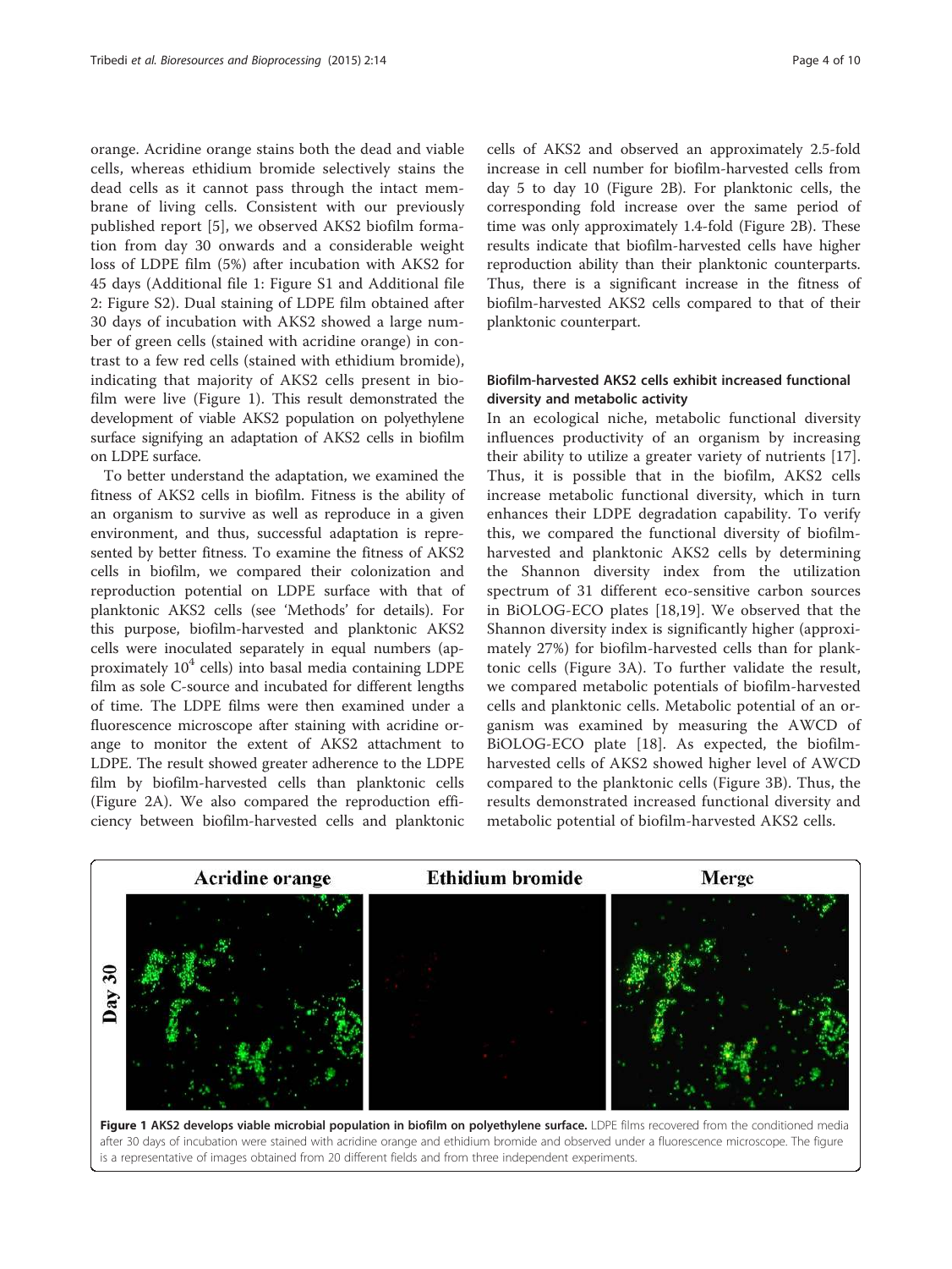orange. Acridine orange stains both the dead and viable cells, whereas ethidium bromide selectively stains the dead cells as it cannot pass through the intact membrane of living cells. Consistent with our previously published report [5], we observed AKS2 biofilm formation from day 30 onwards and a considerable weight loss of LDPE film (5%) after incubation with AKS2 for 45 days (Additional file 1: Figure S1 and Additional file 2: Figure S2). Dual staining of LDPE film obtained after 30 days of incubation with AKS2 showed a large number of green cells (stained with acridine orange) in contrast to a few red cells (stained with ethidium bromide), indicating that majority of AKS2 cells present in biofilm were live (Figure 1). This result demonstrated the development of viable AKS2 population on polyethylene surface signifying an adaptation of AKS2 cells in biofilm on LDPE surface.

To better understand the adaptation, we examined the fitness of AKS2 cells in biofilm. Fitness is the ability of an organism to survive as well as reproduce in a given environment, and thus, successful adaptation is represented by better fitness. To examine the fitness of AKS2 cells in biofilm, we compared their colonization and reproduction potential on LDPE surface with that of planktonic AKS2 cells (see 'Methods' for details). For this purpose, biofilm-harvested and planktonic AKS2 cells were inoculated separately in equal numbers (approximately $10^4$ cells) into basal media containing LDPE film as sole C-source and incubated for different lengths of time. The LDPE films were then examined under a fluorescence microscope after staining with acridine orange to monitor the extent of AKS2 attachment to LDPE. The result showed greater adherence to the LDPE film by biofilm-harvested cells than planktonic cells (Figure 2A). We also compared the reproduction efficiency between biofilm-harvested cells and planktonic cells of AKS2 and observed an approximately 2.5-fold increase in cell number for biofilm-harvested cells from day 5 to day 10 (Figure 2B). For planktonic cells, the corresponding fold increase over the same period of time was only approximately 1.4-fold (Figure 2B). These results indicate that biofilm-harvested cells have higher reproduction ability than their planktonic counterparts. Thus, there is a significant increase in the fitness of biofilm-harvested AKS2 cells compared to that of their planktonic counterpart.

### Biofilm-harvested AKS2 cells exhibit increased functional diversity and metabolic activity

In an ecological niche, metabolic functional diversity influences productivity of an organism by increasing their ability to utilize a greater variety of nutrients [17]. Thus, it is possible that in the biofilm, AKS2 cells increase metabolic functional diversity, which in turn enhances their LDPE degradation capability. To verify this, we compared the functional diversity of biofilm-harvested and planktonic AKS2 cells by determining the Shannon diversity index from the utilization spectrum of 31 different eco-sensitive carbon sources in BiOLOG-ECO plates [18,19]. We observed that the Shannon diversity index is significantly higher (approximately 27%) for biofilm-harvested cells than for planktonic cells (Figure 3A). To further validate the result, we compared metabolic potentials of biofilm-harvested cells and planktonic cells. Metabolic potential of an organism was examined by measuring the AWCD of BiOLOG-ECO plate [18]. As expected, the biofilm-harvested cells of AKS2 showed higher level of AWCD compared to the planktonic cells (Figure 3B). Thus, the results demonstrated increased functional diversity and metabolic potential of biofilm-harvested AKS2 cells.

**Figure 1 AKS2 develops viable microbial population in biofilm on polyethylene surface.** LDPE films recovered from the conditioned media after 30 days of incubation were stained with acridine orange and ethidium bromide and observed under a fluorescence microscope. The figure is a representative of images obtained from 20 different fields and from three independent experiments.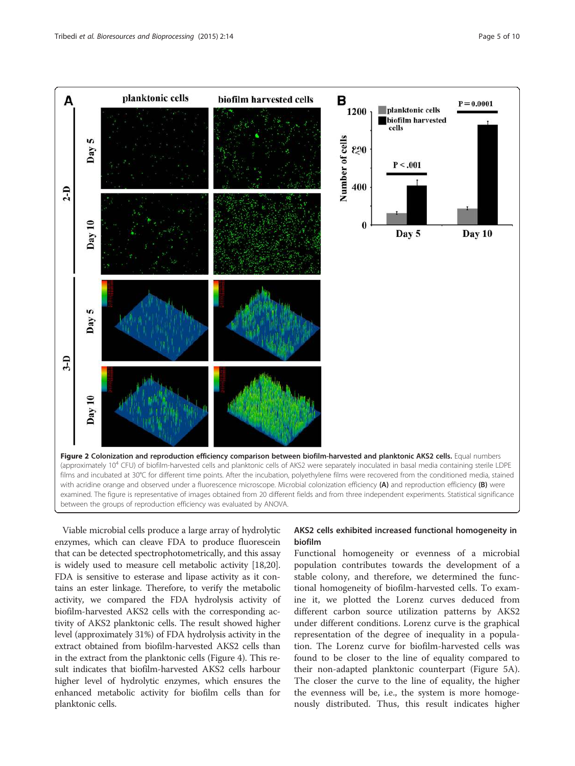**Figure 2 Colonization and reproduction efficiency comparison between biofilm-harvested and planktonic AKS2 cells.** Equal numbers (approximately $10^4$ CFU) of biofilm-harvested cells and planktonic cells of AKS2 were separately inoculated in basal media containing sterile LDPE films and incubated at 30°C for different time points. After the incubation, polyethylene films were recovered from the conditioned media, stained with acridine orange and observed under a fluorescence microscope. Microbial colonization efficiency **(A)** and reproduction efficiency **(B)** were examined. The figure is representative of images obtained from 20 different fields and from three independent experiments. Statistical significance between the groups of reproduction efficiency was evaluated by ANOVA.

Viable microbial cells produce a large array of hydrolytic enzymes, which can cleave FDA to produce fluorescein that can be detected spectrophotometrically, and this assay is widely used to measure cell metabolic activity [18,20]. FDA is sensitive to esterase and lipase activity as it contains an ester linkage. Therefore, to verify the metabolic activity, we compared the FDA hydrolysis activity of biofilm-harvested AKS2 cells with the corresponding activity of AKS2 planktonic cells. The result showed higher level (approximately 31%) of FDA hydrolysis activity in the extract obtained from biofilm-harvested AKS2 cells than in the extract from the planktonic cells (Figure 4). This result indicates that biofilm-harvested AKS2 cells harbour higher level of hydrolytic enzymes, which ensures the enhanced metabolic activity for biofilm cells than for planktonic cells.

## AKS2 cells exhibited increased functional homogeneity in biofilm

Functional homogeneity or evenness of a microbial population contributes towards the development of a stable colony, and therefore, we determined the functional homogeneity of biofilm-harvested cells. To examine it, we plotted the Lorenz curves deduced from different carbon source utilization patterns by AKS2 under different conditions. Lorenz curve is the graphical representation of the degree of inequality in a population. The Lorenz curve for biofilm-harvested cells was found to be closer to the line of equality compared to their non-adapted planktonic counterpart (Figure 5A). The closer the curve to the line of equality, the higher the evenness will be, i.e., the system is more homogenously distributed. Thus, this result indicates higher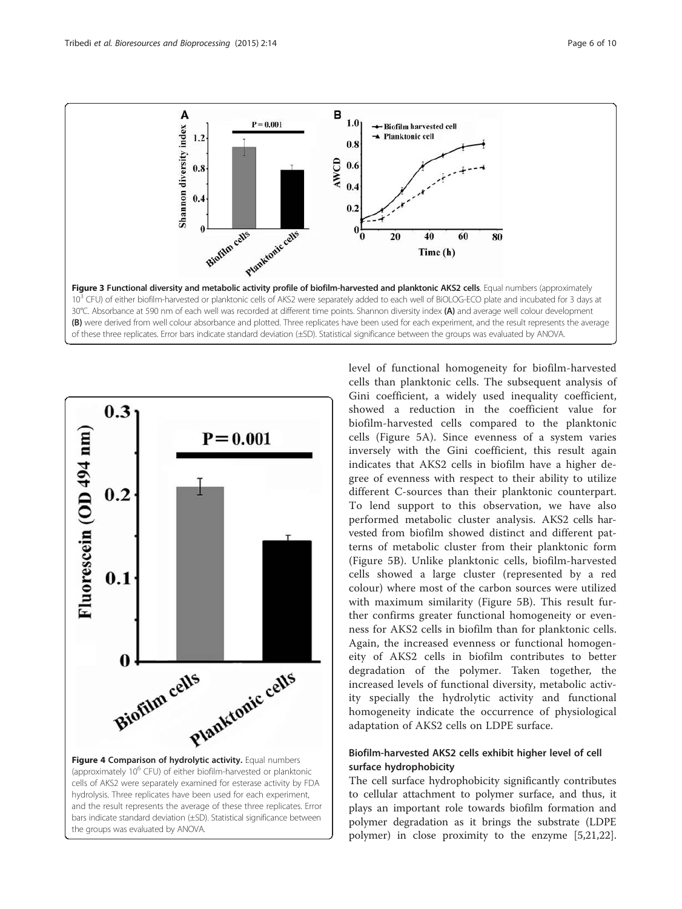**Figure 3 Functional diversity and metabolic activity profile of biofilm-harvested and planktonic AKS2 cells.** Equal numbers (approximately $10^3$ CFU) of either biofilm-harvested or planktonic cells of AKS2 were separately added to each well of BiOLOG-ECO plate and incubated for 3 days at 30°C. Absorbance at 590 nm of each well was recorded at different time points. Shannon diversity index **(A)** and average well colour development **(B)** were derived from well colour absorbance and plotted. Three replicates have been used for each experiment, and the result represents the average of these three replicates. Error bars indicate standard deviation (±SD). Statistical significance between the groups was evaluated by ANOVA.

**Figure 4 Comparison of hydrolytic activity.** Equal numbers (approximately $10^6$ CFU) of either biofilm-harvested or planktonic cells of AKS2 were separately examined for esterase activity by FDA hydrolysis. Three replicates have been used for each experiment, and the result represents the average of these three replicates. Error bars indicate standard deviation (±SD). Statistical significance between the groups was evaluated by ANOVA.

level of functional homogeneity for biofilm-harvested cells than planktonic cells. The subsequent analysis of Gini coefficient, a widely used inequality coefficient, showed a reduction in the coefficient value for biofilm-harvested cells compared to the planktonic cells (Figure 5A). Since evenness of a system varies inversely with the Gini coefficient, this result again indicates that AKS2 cells in biofilm have a higher degree of evenness with respect to their ability to utilize different C-sources than their planktonic counterpart. To lend support to this observation, we have also performed metabolic cluster analysis. AKS2 cells harvested from biofilm showed distinct and different patterns of metabolic cluster from their planktonic form (Figure 5B). Unlike planktonic cells, biofilm-harvested cells showed a large cluster (represented by a red colour) where most of the carbon sources were utilized with maximum similarity (Figure 5B). This result further confirms greater functional homogeneity or evenness for AKS2 cells in biofilm than for planktonic cells. Again, the increased evenness or functional homogeneity of AKS2 cells in biofilm contributes to better degradation of the polymer. Taken together, the increased levels of functional diversity, metabolic activity specially the hydrolytic activity and functional homogeneity indicate the occurrence of physiological adaptation of AKS2 cells on LDPE surface.

### Biofilm-harvested AKS2 cells exhibit higher level of cell surface hydrophobicity

The cell surface hydrophobicity significantly contributes to cellular attachment to polymer surface, and thus, it plays an important role towards biofilm formation and polymer degradation as it brings the substrate (LDPE polymer) in close proximity to the enzyme [5,21,22].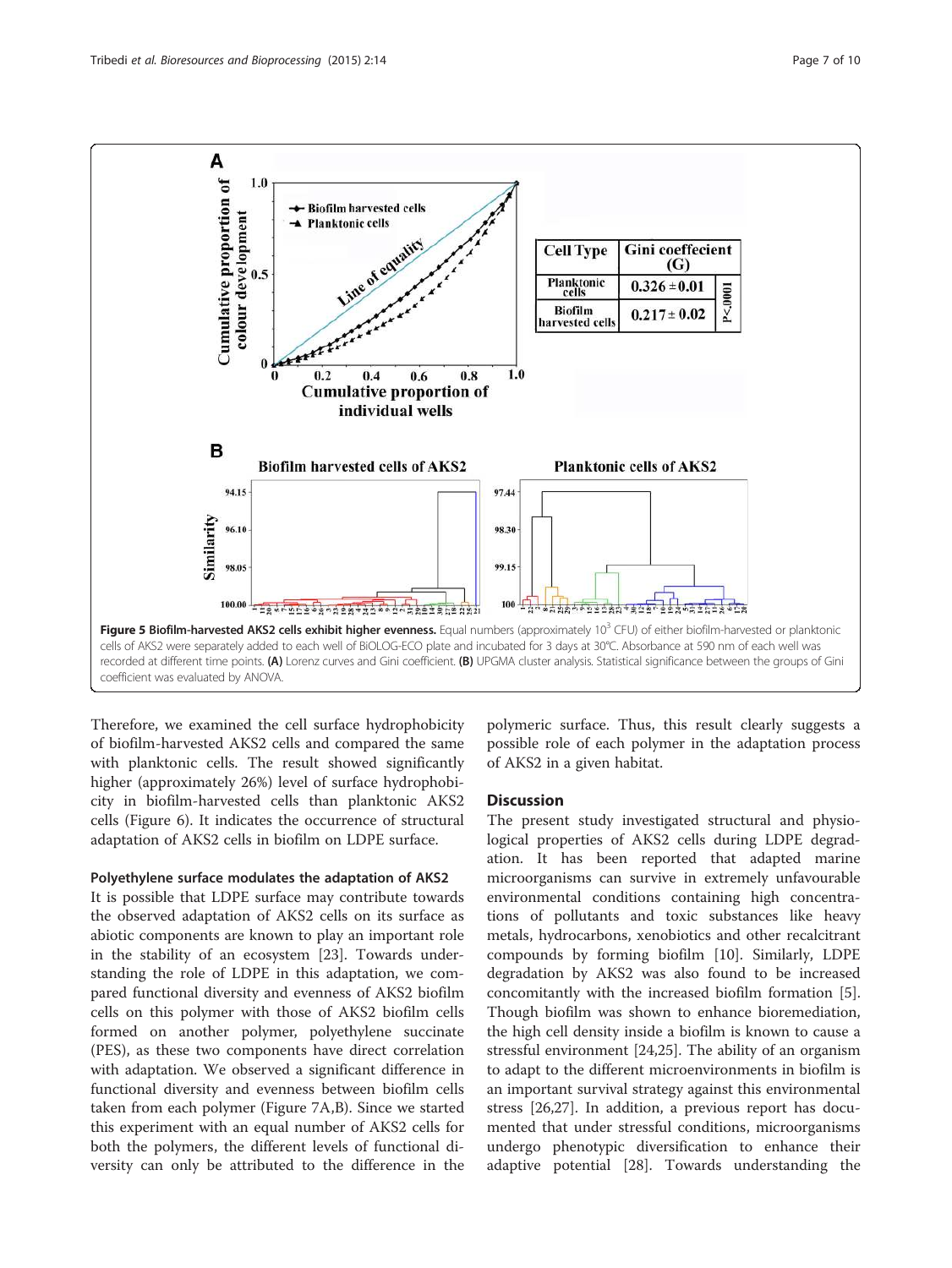| Cell Type | Gini coeffecient (G) | |
|---|---|---|
| Planktonic cells | $0.326 \pm 0.01$ | P<.0001 |
| Biofilm harvested cells | $0.217 \pm 0.02$ | |

**Figure 5 Biofilm-harvested AKS2 cells exhibit higher evenness.** Equal numbers (approximately $10^3$ CFU) of either biofilm-harvested or planktonic cells of AKS2 were separately added to each well of BiOLOG-ECO plate and incubated for 3 days at 30°C. Absorbance at 590 nm of each well was recorded at different time points. **(A)** Lorenz curves and Gini coefficient. **(B)** UPGMA cluster analysis. Statistical significance between the groups of Gini coefficient was evaluated by ANOVA.

Therefore, we examined the cell surface hydrophobicity of biofilm-harvested AKS2 cells and compared the same with planktonic cells. The result showed significantly higher (approximately 26%) level of surface hydrophobicity in biofilm-harvested cells than planktonic AKS2 cells (Figure 6). It indicates the occurrence of structural adaptation of AKS2 cells in biofilm on LDPE surface.

#### Polyethylene surface modulates the adaptation of AKS2

It is possible that LDPE surface may contribute towards the observed adaptation of AKS2 cells on its surface as abiotic components are known to play an important role in the stability of an ecosystem [23]. Towards understanding the role of LDPE in this adaptation, we compared functional diversity and evenness of AKS2 biofilm cells on this polymer with those of AKS2 biofilm cells formed on another polymer, polyethylene succinate (PES), as these two components have direct correlation with adaptation. We observed a significant difference in functional diversity and evenness between biofilm cells taken from each polymer (Figure 7A,B). Since we started this experiment with an equal number of AKS2 cells for both the polymers, the different levels of functional diversity can only be attributed to the difference in the polymeric surface. Thus, this result clearly suggests a possible role of each polymer in the adaptation process of AKS2 in a given habitat.

## Discussion

The present study investigated structural and physiological properties of AKS2 cells during LDPE degradation. It has been reported that adapted marine microorganisms can survive in extremely unfavourable environmental conditions containing high concentrations of pollutants and toxic substances like heavy metals, hydrocarbons, xenobiotics and other recalcitrant compounds by forming biofilm [10]. Similarly, LDPE degradation by AKS2 was also found to be increased concomitantly with the increased biofilm formation [5]. Though biofilm was shown to enhance bioremediation, the high cell density inside a biofilm is known to cause a stressful environment [24,25]. The ability of an organism to adapt to the different microenvironments in biofilm is an important survival strategy against this environmental stress [26,27]. In addition, a previous report has documented that under stressful conditions, microorganisms undergo phenotypic diversification to enhance their adaptive potential [28]. Towards understanding the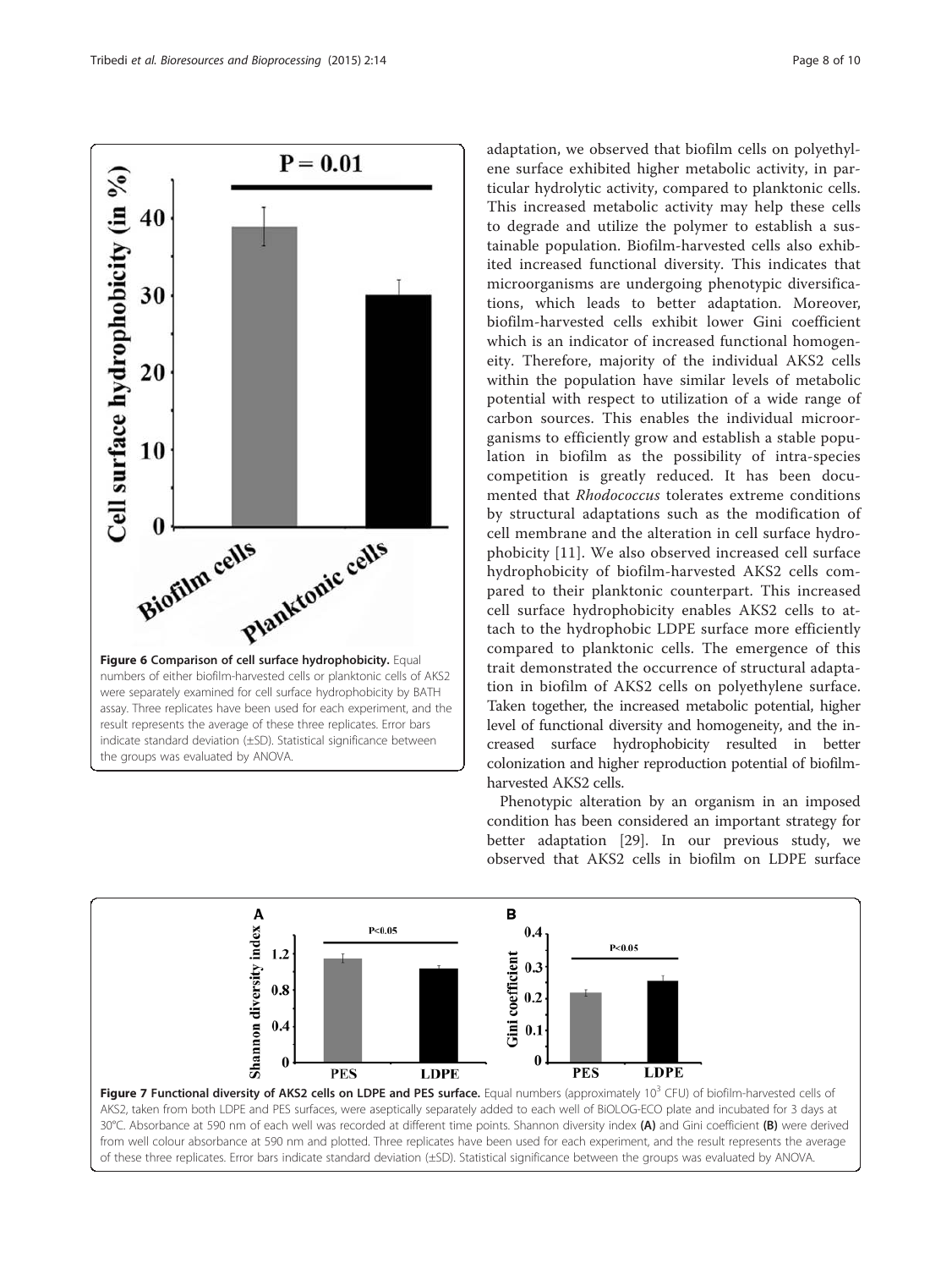adaptation, we observed that biofilm cells on polyethylene surface exhibited higher metabolic activity, in particular hydrolytic activity, compared to planktonic cells. This increased metabolic activity may help these cells to degrade and utilize the polymer to establish a sustainable population. Biofilm-harvested cells also exhibited increased functional diversity. This indicates that microorganisms are undergoing phenotypic diversifications, which leads to better adaptation. Moreover, biofilm-harvested cells exhibit lower Gini coefficient which is an indicator of increased functional homogeneity. Therefore, majority of the individual AKS2 cells within the population have similar levels of metabolic potential with respect to utilization of a wide range of carbon sources. This enables the individual microorganisms to efficiently grow and establish a stable population in biofilm as the possibility of intra-species competition is greatly reduced. It has been documented that *Rhodococcus* tolerates extreme conditions by structural adaptations such as the modification of cell membrane and the alteration in cell surface hydrophobicity [11]. We also observed increased cell surface hydrophobicity of biofilm-harvested AKS2 cells compared to their planktonic counterpart. This increased cell surface hydrophobicity enables AKS2 cells to attach to the hydrophobic LDPE surface more efficiently compared to planktonic cells. The emergence of this trait demonstrated the occurrence of structural adaptation in biofilm of AKS2 cells on polyethylene surface. Taken together, the increased metabolic potential, higher level of functional diversity and homogeneity, and the increased surface hydrophobicity resulted in better colonization and higher reproduction potential of biofilm-harvested AKS2 cells.

Phenotypic alteration by an organism in an imposed condition has been considered an important strategy for better adaptation [29]. In our previous study, we observed that AKS2 cells in biofilm on LDPE surface

**Figure 6 Comparison of cell surface hydrophobicity.** Equal numbers of either biofilm-harvested cells or planktonic cells of AKS2 were separately examined for cell surface hydrophobicity by BATH assay. Three replicates have been used for each experiment, and the result represents the average of these three replicates. Error bars indicate standard deviation (±SD). Statistical significance between the groups was evaluated by ANOVA.

**Figure 7 Functional diversity of AKS2 cells on LDPE and PES surface.** Equal numbers (approximately $10^3$ CFU) of biofilm-harvested cells of AKS2, taken from both LDPE and PES surfaces, were aseptically separately added to each well of BiOLOG-ECO plate and incubated for 3 days at 30°C. Absorbance at 590 nm of each well was recorded at different time points. Shannon diversity index **(A)** and Gini coefficient **(B)** were derived from well colour absorbance at 590 nm and plotted. Three replicates have been used for each experiment, and the result represents the average of these three replicates. Error bars indicate standard deviation (±SD). Statistical significance between the groups was evaluated by ANOVA.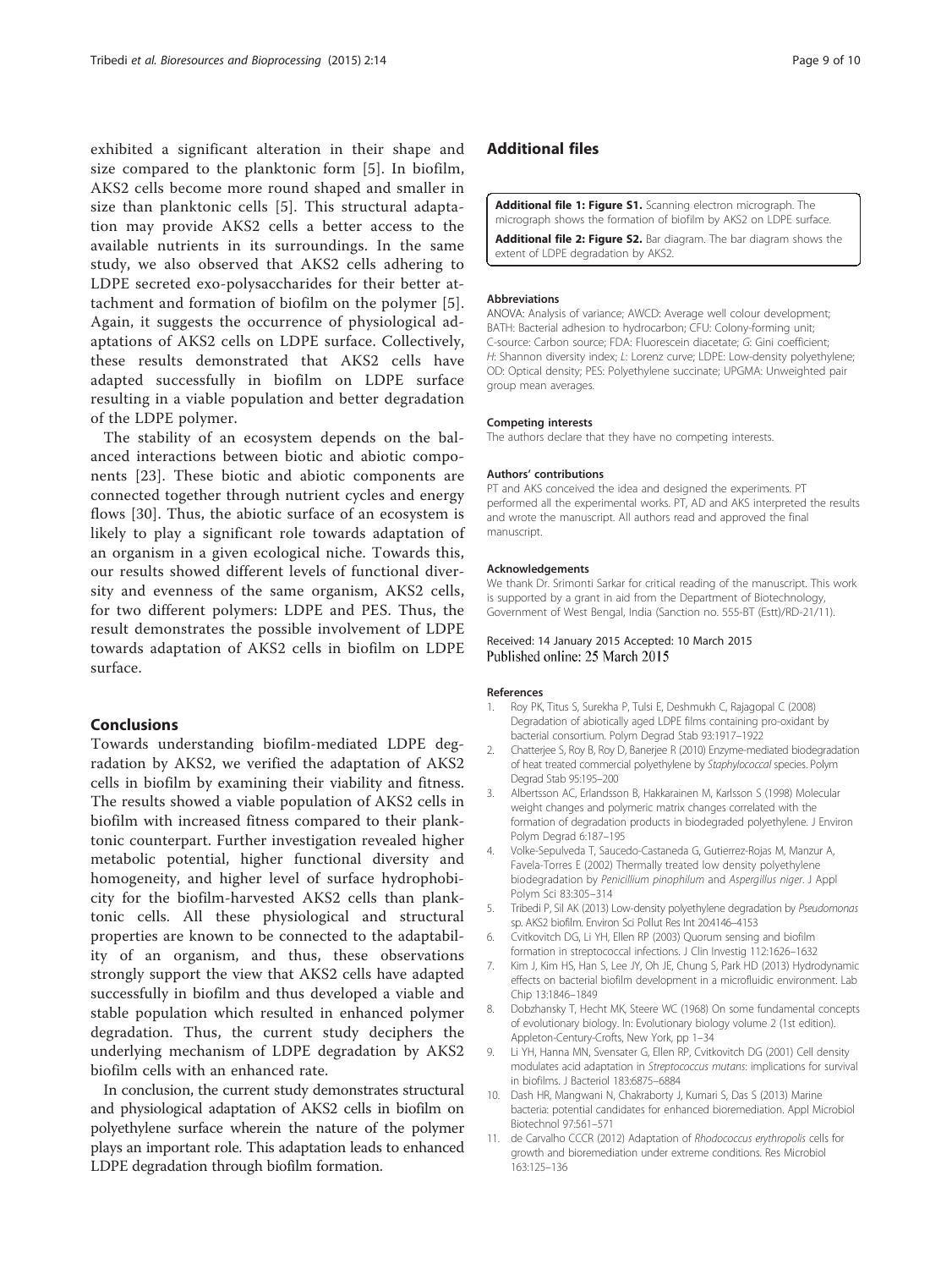exhibited a significant alteration in their shape and size compared to the planktonic form [5]. In biofilm, AKS2 cells become more round shaped and smaller in size than planktonic cells [5]. This structural adaptation may provide AKS2 cells a better access to the available nutrients in its surroundings. In the same study, we also observed that AKS2 cells adhering to LDPE secreted exo-polysaccharides for their better attachment and formation of biofilm on the polymer [5]. Again, it suggests the occurrence of physiological adaptations of AKS2 cells on LDPE surface. Collectively, these results demonstrated that AKS2 cells have adapted successfully in biofilm on LDPE surface resulting in a viable population and better degradation of the LDPE polymer.

The stability of an ecosystem depends on the balanced interactions between biotic and abiotic components [23]. These biotic and abiotic components are connected together through nutrient cycles and energy flows [30]. Thus, the abiotic surface of an ecosystem is likely to play a significant role towards adaptation of an organism in a given ecological niche. Towards this, our results showed different levels of functional diversity and evenness of the same organism, AKS2 cells, for two different polymers: LDPE and PES. Thus, the result demonstrates the possible involvement of LDPE towards adaptation of AKS2 cells in biofilm on LDPE surface.

## Conclusions

Towards understanding biofilm-mediated LDPE degradation by AKS2, we verified the adaptation of AKS2 cells in biofilm by examining their viability and fitness. The results showed a viable population of AKS2 cells in biofilm with increased fitness compared to their planktonic counterpart. Further investigation revealed higher metabolic potential, higher functional diversity and homogeneity, and higher level of surface hydrophobicity for the biofilm-harvested AKS2 cells than planktonic cells. All these physiological and structural properties are known to be connected to the adaptability of an organism, and thus, these observations strongly support the view that AKS2 cells have adapted successfully in biofilm and thus developed a viable and stable population which resulted in enhanced polymer degradation. Thus, the current study deciphers the underlying mechanism of LDPE degradation by AKS2 biofilm cells with an enhanced rate.

In conclusion, the current study demonstrates structural and physiological adaptation of AKS2 cells in biofilm on polyethylene surface wherein the nature of the polymer plays an important role. This adaptation leads to enhanced LDPE degradation through biofilm formation.

## Additional files

**Additional file 1: Figure S1.** Scanning electron micrograph. The micrograph shows the formation of biofilm by AKS2 on LDPE surface.

**Additional file 2: Figure S2.** Bar diagram. The bar diagram shows the extent of LDPE degradation by AKS2.

#### Abbreviations

ANOVA: Analysis of variance; AWCD: Average well colour development; BATH: Bacterial adhesion to hydrocarbon; CFU: Colony-forming unit; C-source: Carbon source; FDA: Fluorescein diacetate; G: Gini coefficient; *H*: Shannon diversity index; *L*: Lorenz curve; LDPE: Low-density polyethylene; OD: Optical density; PES: Polyethylene succinate; UPGMA: Unweighted pair group mean averages.

#### Competing interests

The authors declare that they have no competing interests.

#### Authors' contributions

PT and AKS conceived the idea and designed the experiments. PT performed all the experimental works. PT, AD and AKS interpreted the results and wrote the manuscript. All authors read and approved the final manuscript.

#### Acknowledgements

We thank Dr. Srimonti Sarkar for critical reading of the manuscript. This work is supported by a grant in aid from the Department of Biotechnology, Government of West Bengal, India (Sanction no. 555-BT (Estt)/RD-21/11).

Received: 14 January 2015 Accepted: 10 March 2015
Published online: 25 March 2015

#### References

1. Roy PK, Titus S, Surekha P, Tulsi E, Deshmukh C, Rajagopal C (2008) Degradation of abiotically aged LDPE films containing pro-oxidant by bacterial consortium. Polym Degrad Stab 93:1917–1922
2. Chatterjee S, Roy B, Roy D, Banerjee R (2010) Enzyme-mediated biodegradation of heat treated commercial polyethylene by *Staphylococcal* species. Polym Degrad Stab 95:195–200
3. Albertsson AC, Erlandsson B, Hakkarainen M, Karlsson S (1998) Molecular weight changes and polymeric matrix changes correlated with the formation of degradation products in biodegraded polyethylene. J Environ Polym Degrad 6:187–195
4. Volke-Sepulveda T, Saucedo-Castaneda G, Gutierrez-Rojas M, Manzur A, Favela-Torres E (2002) Thermally treated low density polyethylene biodegradation by *Penicillium pinophilum* and *Aspergillus niger*. J Appl Polym Sci 83:305–314
5. Tribedi P, Sil AK (2013) Low-density polyethylene degradation by *Pseudomonas* sp. AKS2 biofilm. Environ Sci Pollut Res Int 20:4146–4153
6. Cvitkovitch DG, Li YH, Ellen RP (2003) Quorum sensing and biofilm formation in streptococcal infections. J Clin Investig 112:1626–1632
7. Kim J, Kim HS, Han S, Lee JY, Oh JE, Chung S, Park HD (2013) Hydrodynamic effects on bacterial biofilm development in a microfluidic environment. Lab Chip 13:1846–1849
8. Dobzhansky T, Hecht MK, Steere WC (1968) On some fundamental concepts of evolutionary biology. In: Evolutionary biology volume 2 (1st edition). Appleton-Century-Crofts, New York, pp 1–34
9. Li YH, Hanna MN, Svensater G, Ellen RP, Cvitkovitch DG (2001) Cell density modulates acid adaptation in *Streptococcus mutans*: implications for survival in biofilms. J Bacteriol 183:6875–6884
10. Dash HR, Mangwani N, Chakraborty J, Kumari S, Das S (2013) Marine bacteria: potential candidates for enhanced bioremediation. Appl Microbiol Biotechnol 97:561–571
11. de Carvalho CCCR (2012) Adaptation of *Rhodococcus erythropolis* cells for growth and bioremediation under extreme conditions. Res Microbiol 163:125–136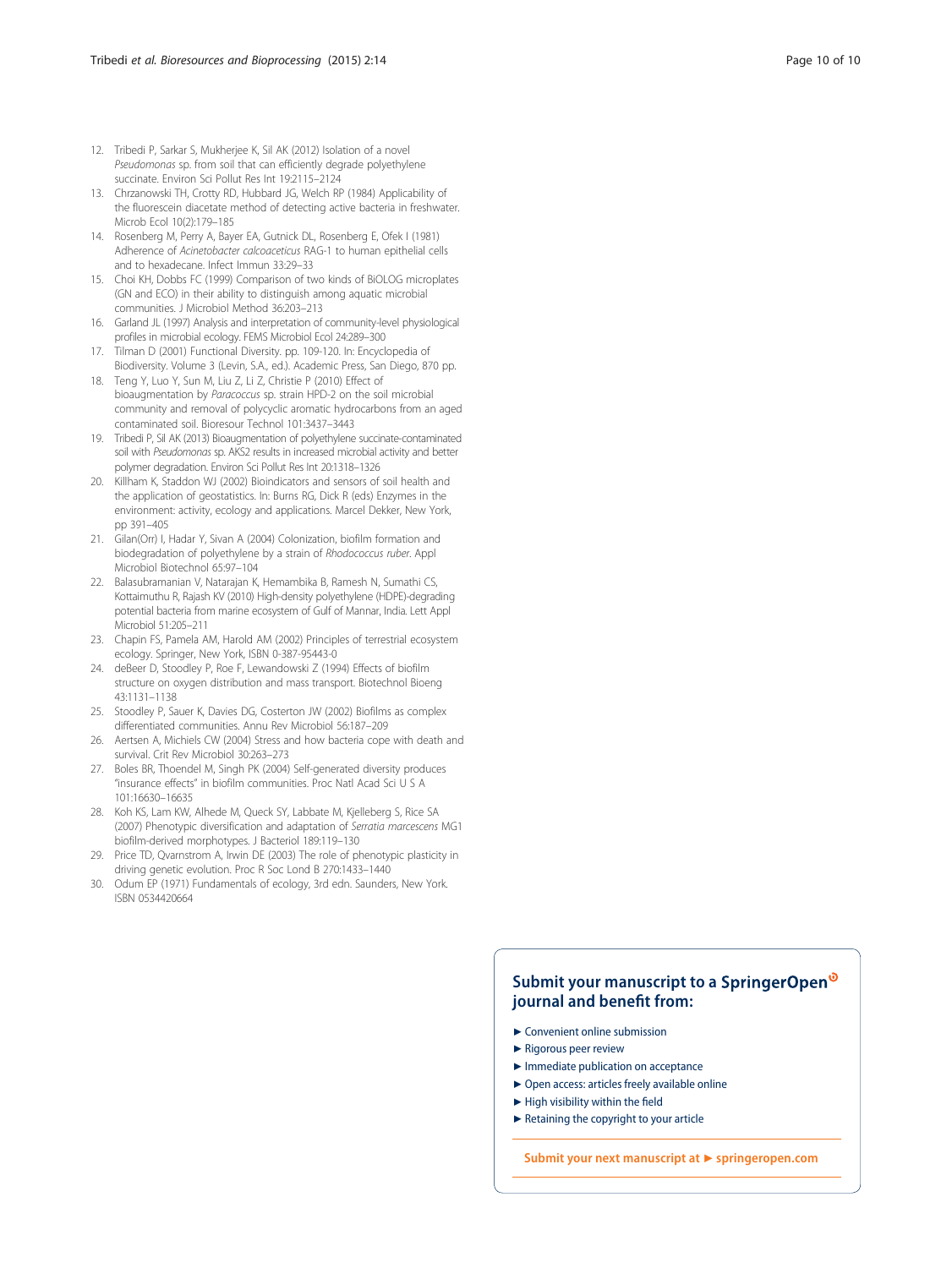12. Tribedi P, Sarkar S, Mukherjee K, Sil AK (2012) Isolation of a novel *Pseudomonas* sp. from soil that can efficiently degrade polyethylene succinate. Environ Sci Pollut Res Int 19:2115–2124
13. Chrzanowski TH, Crotty RD, Hubbard JG, Welch RP (1984) Applicability of the fluorescein diacetate method of detecting active bacteria in freshwater. Microb Ecol 10(2):179–185
14. Rosenberg M, Perry A, Bayer EA, Gutnick DL, Rosenberg E, Ofek I (1981) Adherence of *Acinetobacter calcoaceticus* RAG-1 to human epithelial cells and to hexadecane. Infect Immun 33:29–33
15. Choi KH, Dobbs FC (1999) Comparison of two kinds of BiOLOG microplates (GN and ECO) in their ability to distinguish among aquatic microbial communities. J Microbiol Method 36:203–213
16. Garland JL (1997) Analysis and interpretation of community-level physiological profiles in microbial ecology. FEMS Microbiol Ecol 24:289–300
17. Tilman D (2001) Functional Diversity. pp. 109-120. In: Encyclopedia of Biodiversity. Volume 3 (Levin, S.A., ed.). Academic Press, San Diego, 870 pp.
18. Teng Y, Luo Y, Sun M, Liu Z, Li Z, Christie P (2010) Effect of bioaugmentation by *Paracoccus* sp. strain HPD-2 on the soil microbial community and removal of polycyclic aromatic hydrocarbons from an aged contaminated soil. Bioresour Technol 101:3437–3443
19. Tribedi P, Sil AK (2013) Bioaugmentation of polyethylene succinate-contaminated soil with *Pseudomonas* sp. AKS2 results in increased microbial activity and better polymer degradation. Environ Sci Pollut Res Int 20:1318–1326
20. Killham K, Staddon WJ (2002) Bioindicators and sensors of soil health and the application of geostatistics. In: Burns RG, Dick R (eds) Enzymes in the environment: activity, ecology and applications. Marcel Dekker, New York, pp 391–405
21. Gilan(Orr) I, Hadar Y, Sivan A (2004) Colonization, biofilm formation and biodegradation of polyethylene by a strain of *Rhodococcus ruber*. Appl Microbiol Biotechnol 65:97–104
22. Balasubramanian V, Natarajan K, Hemambika B, Ramesh N, Sumathi CS, Kottaimuthu R, Rajash KV (2010) High-density polyethylene (HDPE)-degrading potential bacteria from marine ecosystem of Gulf of Mannar, India. Lett Appl Microbiol 51:205–211
23. Chapin FS, Pamela AM, Harold AM (2002) Principles of terrestrial ecosystem ecology. Springer, New York, ISBN 0-387-95443-0
24. deBeer D, Stoodley P, Roe F, Lewandowski Z (1994) Effects of biofilm structure on oxygen distribution and mass transport. Biotechnol Bioeng 43:1131–1138
25. Stoodley P, Sauer K, Davies DG, Costerton JW (2002) Biofilms as complex differentiated communities. Annu Rev Microbiol 56:187–209
26. Aertsen A, Michiels CW (2004) Stress and how bacteria cope with death and survival. Crit Rev Microbiol 30:263–273
27. Boles BR, Thoendel M, Singh PK (2004) Self-generated diversity produces "insurance effects" in biofilm communities. Proc Natl Acad Sci U S A 101:16630–16635
28. Koh KS, Lam KW, Alhede M, Queck SY, Labbate M, Kjelleberg S, Rice SA (2007) Phenotypic diversification and adaptation of *Serratia marcescens* MG1 biofilm-derived morphotypes. J Bacteriol 189:119–130
29. Price TD, Qvarnstrom A, Irwin DE (2003) The role of phenotypic plasticity in driving genetic evolution. Proc R Soc Lond B 270:1433–1440
30. Odum EP (1971) Fundamentals of ecology, 3rd edn. Saunders, New York. ISBN 0534420664

**Submit your manuscript to a SpringerOpen journal and benefit from:**

- ► Convenient online submission
- ► Rigorous peer review
- ► Immediate publication on acceptance
- ► Open access: articles freely available online
- ► High visibility within the field
- ► Retaining the copyright to your article

**Submit your next manuscript at ► springeropen.com**